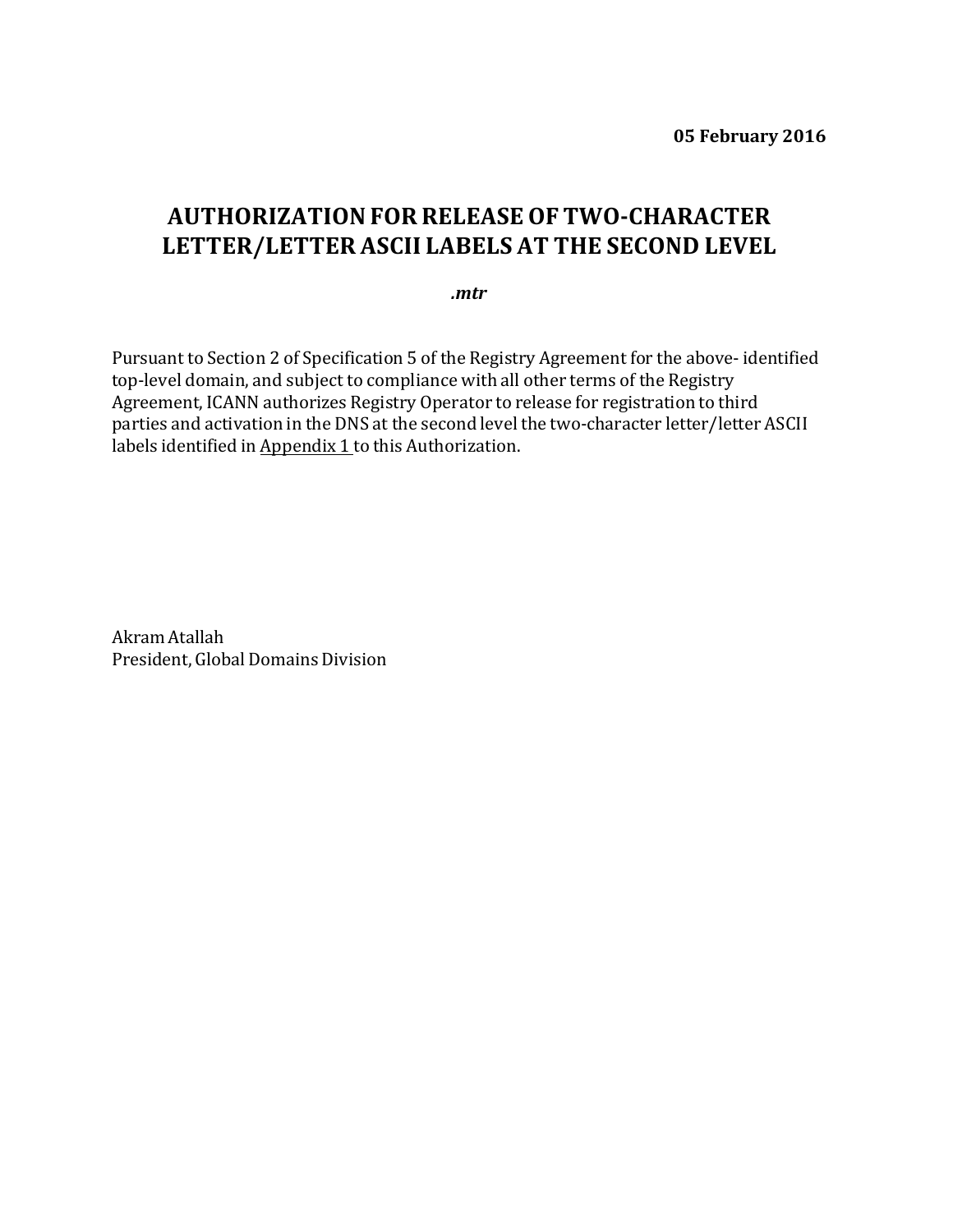**05 February 2016**

# AUTHORIZATION FOR RELEASE OF TWO-CHARACTER LETTER/LETTER ASCII LABELS AT THE SECOND LEVEL

***.mtr***

Pursuant to Section 2 of Specification 5 of the Registry Agreement for the above- identified top-level domain, and subject to compliance with all other terms of the Registry Agreement, ICANN authorizes Registry Operator to release for registration to third parties and activation in the DNS at the second level the two-character letter/letter ASCII labels identified in Appendix 1 to this Authorization.

Akram Atallah
President, Global Domains Division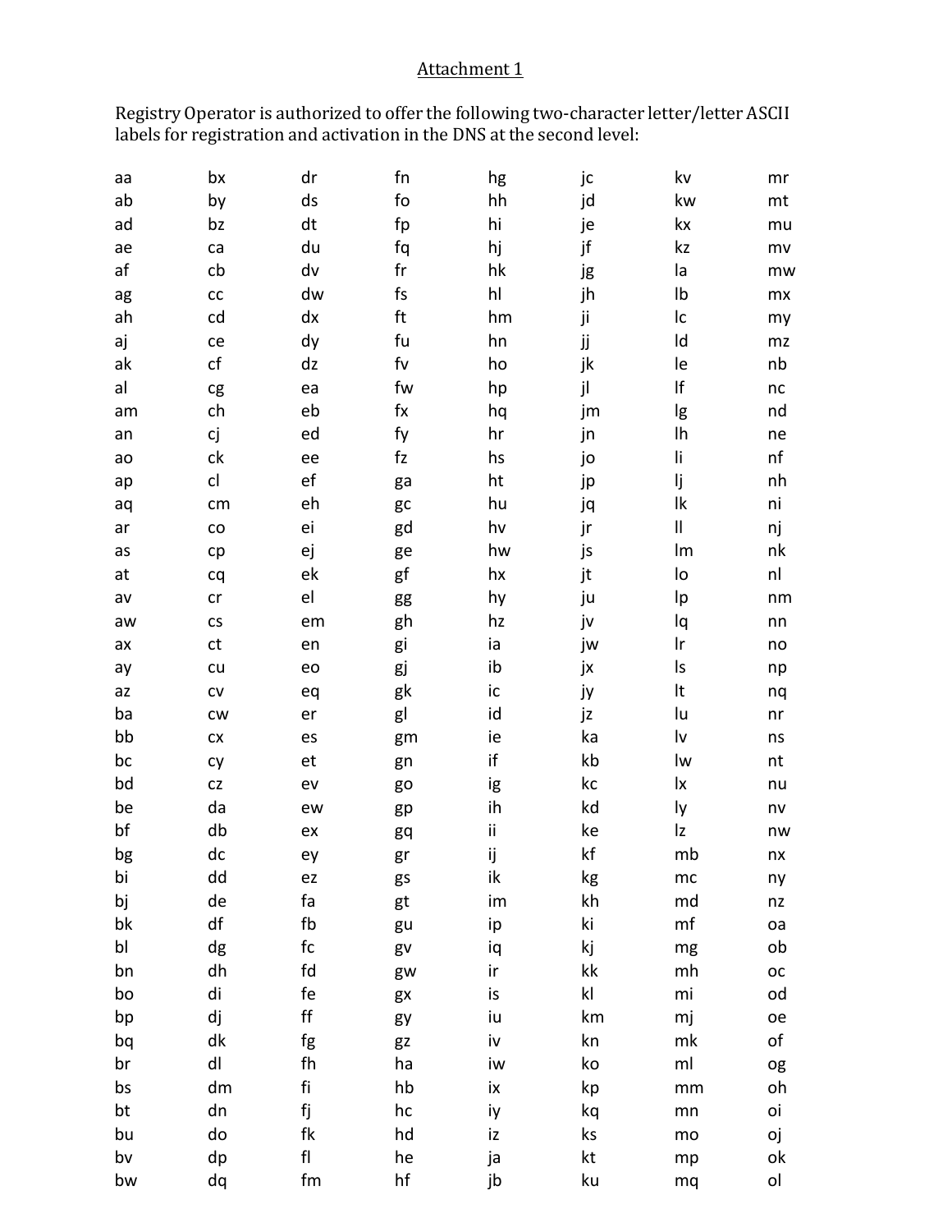Attachment 1

Registry Operator is authorized to offer the following two-character letter/letter ASCII labels for registration and activation in the DNS at the second level:

| | | | | | | | |
|---|---|---|---|---|---|---|---|
| aa | bx | dr | fn | hg | jc | kv | mr |
| ab | by | ds | fo | hh | jd | kw | mt |
| ad | bz | dt | fp | hi | je | kx | mu |
| ae | ca | du | fq | hj | jf | kz | mv |
| af | cb | dv | fr | hk | jg | la | mw |
| ag | cc | dw | fs | hl | jh | lb | mx |
| ah | cd | dx | ft | hm | ji | lc | my |
| aj | ce | dy | fu | hn | jj | ld | mz |
| ak | cf | dz | fv | ho | jk | le | nb |
| al | cg | ea | fw | hp | jl | lf | nc |
| am | ch | eb | fx | hq | jm | lg | nd |
| an | cj | ed | fy | hr | jn | lh | ne |
| ao | ck | ee | fz | hs | jo | li | nf |
| ap | cl | ef | ga | ht | jp | lj | nh |
| aq | cm | eh | gc | hu | jq | lk | ni |
| ar | co | ei | gd | hv | jr | ll | nj |
| as | cp | ej | ge | hw | js | lm | nk |
| at | cq | ek | gf | hx | jt | lo | nl |
| av | cr | el | gg | hy | ju | lp | nm |
| aw | cs | em | gh | hz | jv | lq | nn |
| ax | ct | en | gi | ia | jw | lr | no |
| ay | cu | eo | gj | ib | jx | ls | np |
| az | cv | eq | gk | ic | jy | lt | nq |
| ba | cw | er | gl | id | jz | lu | nr |
| bb | cx | es | gm | ie | ka | lv | ns |
| bc | cy | et | gn | if | kb | lw | nt |
| bd | cz | ev | go | ig | kc | lx | nu |
| be | da | ew | gp | ih | kd | ly | nv |
| bf | db | ex | gq | ii | ke | lz | nw |
| bg | dc | ey | gr | ij | kf | mb | nx |
| bi | dd | ez | gs | ik | kg | mc | ny |
| bj | de | fa | gt | im | kh | md | nz |
| bk | df | fb | gu | ip | ki | mf | oa |
| bl | dg | fc | gv | iq | kj | mg | ob |
| bn | dh | fd | gw | ir | kk | mh | oc |
| bo | di | fe | gx | is | kl | mi | od |
| bp | dj | ff | gy | iu | km | mj | oe |
| bq | dk | fg | gz | iv | kn | mk | of |
| br | dl | fh | ha | iw | ko | ml | og |
| bs | dm | fi | hb | ix | kp | mm | oh |
| bt | dn | fj | hc | iy | kq | mn | oi |
| bu | do | fk | hd | iz | ks | mo | oj |
| bv | dp | fl | he | ja | kt | mp | ok |
| bw | dq | fm | hf | jb | ku | mq | ol |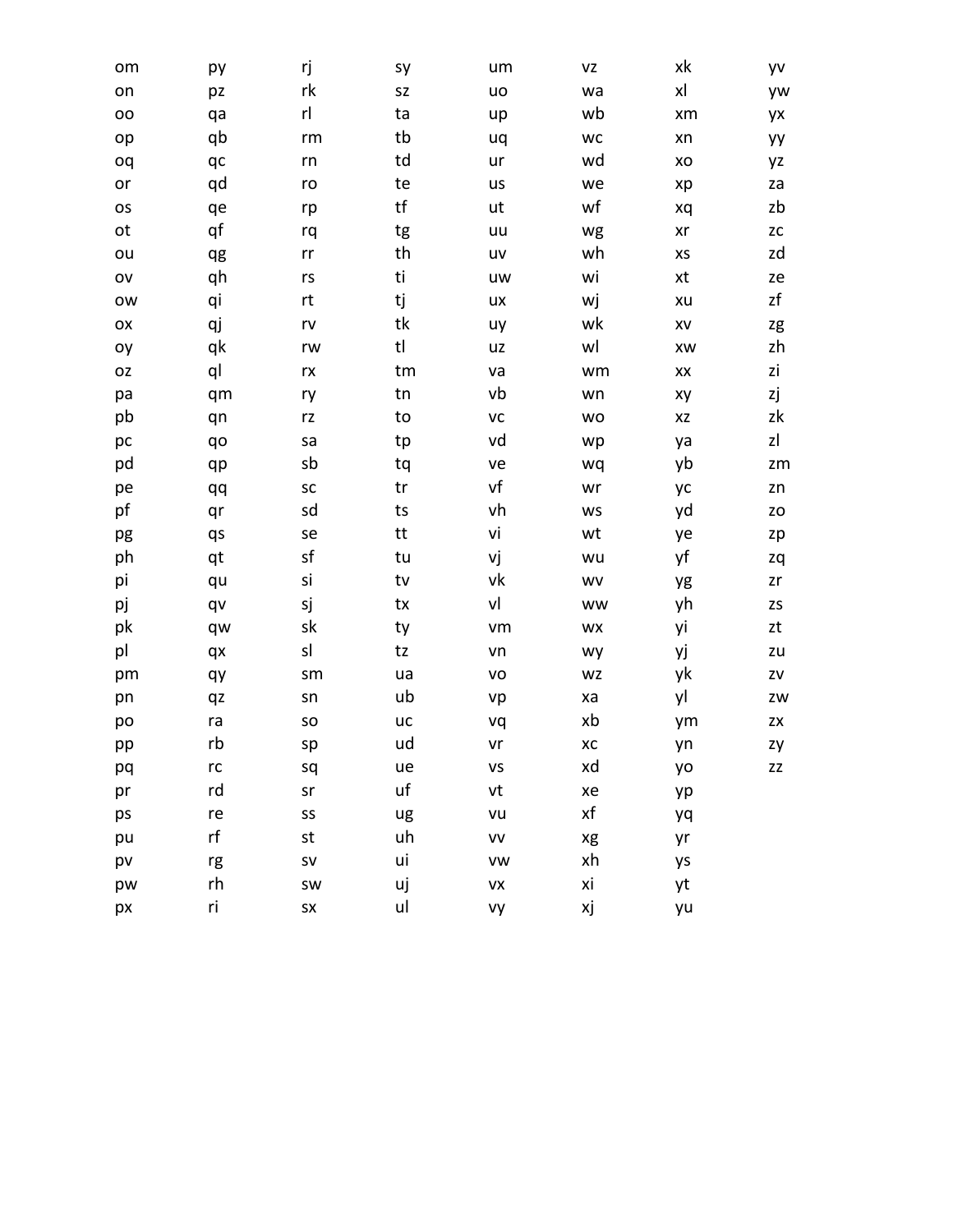om
on
oo
op
oq
or
os
ot
ou
ov
ow
ox
oy
oz
pa
pb
pc
pd
pe
pf
pg
ph
pi
pj
pk
pl
pm
pn
po
pp
pq
pr
ps
pu
pv
pw
px
py
pz
qa
qb
qc
qd
qe
qf
qg
qh
qi
qj
qk
ql
qm
qn
qo
qp
qq
qr
qs
qt
qu
qv
qw
qx
qy
qz
ra
rb
rc
rd
re
rf
rg
rh
ri
rj
rk
rl
rm
rn
ro
rp
rq
rr
rs
rt
rv
rw
rx
ry
rz
sa
sb
sc
sd
se
sf
si
sj
sk
sl
sm
sn
so
sp
sq
sr
ss
st
sv
sw
sx
sy
sz
ta
tb
td
te
tf
tg
th
ti
tj
tk
tl
tm
tn
to
tp
tq
tr
ts
tt
tu
tv
tx
ty
tz
ua
ub
uc
ud
ue
uf
ug
uh
ui
uj
ul
um
uo
up
uq
ur
us
ut
uu
uv
uw
ux
uy
uz
va
vb
vc
vd
ve
vf
vh
vi
vj
vk
vl
vm
vn
vo
vp
vq
vr
vs
vt
vu
vv
vw
vx
vy
vz
wa
wb
wc
wd
we
wf
wg
wh
wi
wj
wk
wl
wm
wn
wo
wp
wq
wr
ws
wt
wu
wv
ww
wx
wy
wz
xa
xb
xc
xd
xe
xf
xg
xh
xi
xj
xk
xl
xm
xn
xo
xp
xq
xr
xs
xt
xu
xv
xw
xx
xy
xz
ya
yb
yc
yd
ye
yf
yg
yh
yi
yj
yk
yl
ym
yn
yo
yp
yq
yr
ys
yt
yu
yv
yw
yx
yy
yz
za
zb
zc
zd
ze
zf
zg
zh
zi
zj
zk
zl
zm
zn
zo
zp
zq
zr
zs
zt
zu
zv
zw
zx
zy
zz